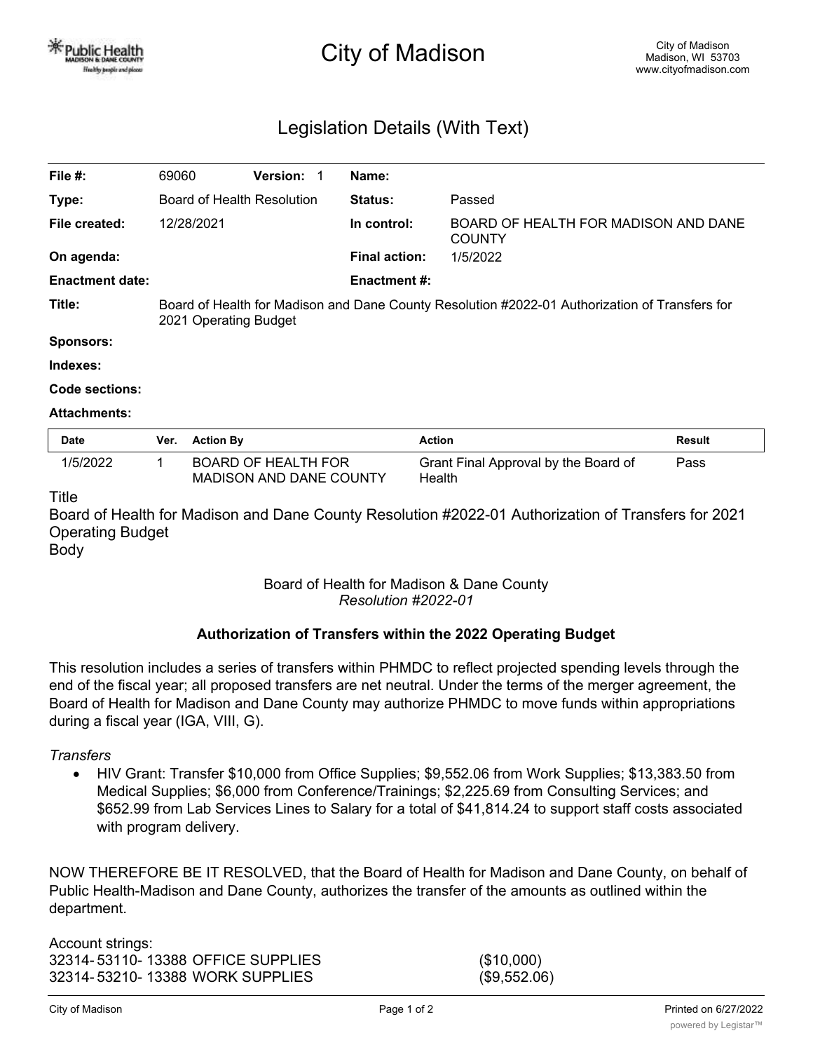# City of Madison

City of Madison
Madison, WI 53703
www.cityofmadison.com

## Legislation Details (With Text)

| | | | |
|---|---|---|---|
| **File #:** | 69060 **Version:** 1 | **Name:** | |
| **Type:** | Board of Health Resolution | **Status:** | Passed |
| **File created:** | 12/28/2021 | **In control:** | BOARD OF HEALTH FOR MADISON AND DANE COUNTY |
| **On agenda:** | | **Final action:** | 1/5/2022 |
| **Enactment date:** | | **Enactment #:** | |
| **Title:** | Board of Health for Madison and Dane County Resolution #2022-01 Authorization of Transfers for 2021 Operating Budget | | |
| **Sponsors:** | | | |
| **Indexes:** | | | |
| **Code sections:** | | | |
| **Attachments:** | | | |

| Date | Ver. | Action By | Action | Result |
|---|---|---|---|---|
| 1/5/2022 | 1 | BOARD OF HEALTH FOR MADISON AND DANE COUNTY | Grant Final Approval by the Board of Health | Pass |

Title

Board of Health for Madison and Dane County Resolution #2022-01 Authorization of Transfers for 2021 Operating Budget

Body

Board of Health for Madison & Dane County
*Resolution #2022-01*

**Authorization of Transfers within the 2022 Operating Budget**

This resolution includes a series of transfers within PHMDC to reflect projected spending levels through the end of the fiscal year; all proposed transfers are net neutral. Under the terms of the merger agreement, the Board of Health for Madison and Dane County may authorize PHMDC to move funds within appropriations during a fiscal year (IGA, VIII, G).

*Transfers*

- HIV Grant: Transfer $10,000 from Office Supplies; $9,552.06 from Work Supplies; $13,383.50 from Medical Supplies; $6,000 from Conference/Trainings; $2,225.69 from Consulting Services; and $652.99 from Lab Services Lines to Salary for a total of $41,814.24 to support staff costs associated with program delivery.

NOW THEREFORE BE IT RESOLVED, that the Board of Health for Madison and Dane County, on behalf of Public Health-Madison and Dane County, authorizes the transfer of the amounts as outlined within the department.

Account strings:

| | |
|---|---|
| 32314- 53110- 13388 OFFICE SUPPLIES | ($10,000) |
| 32314- 53210- 13388 WORK SUPPLIES | ($9,552.06) |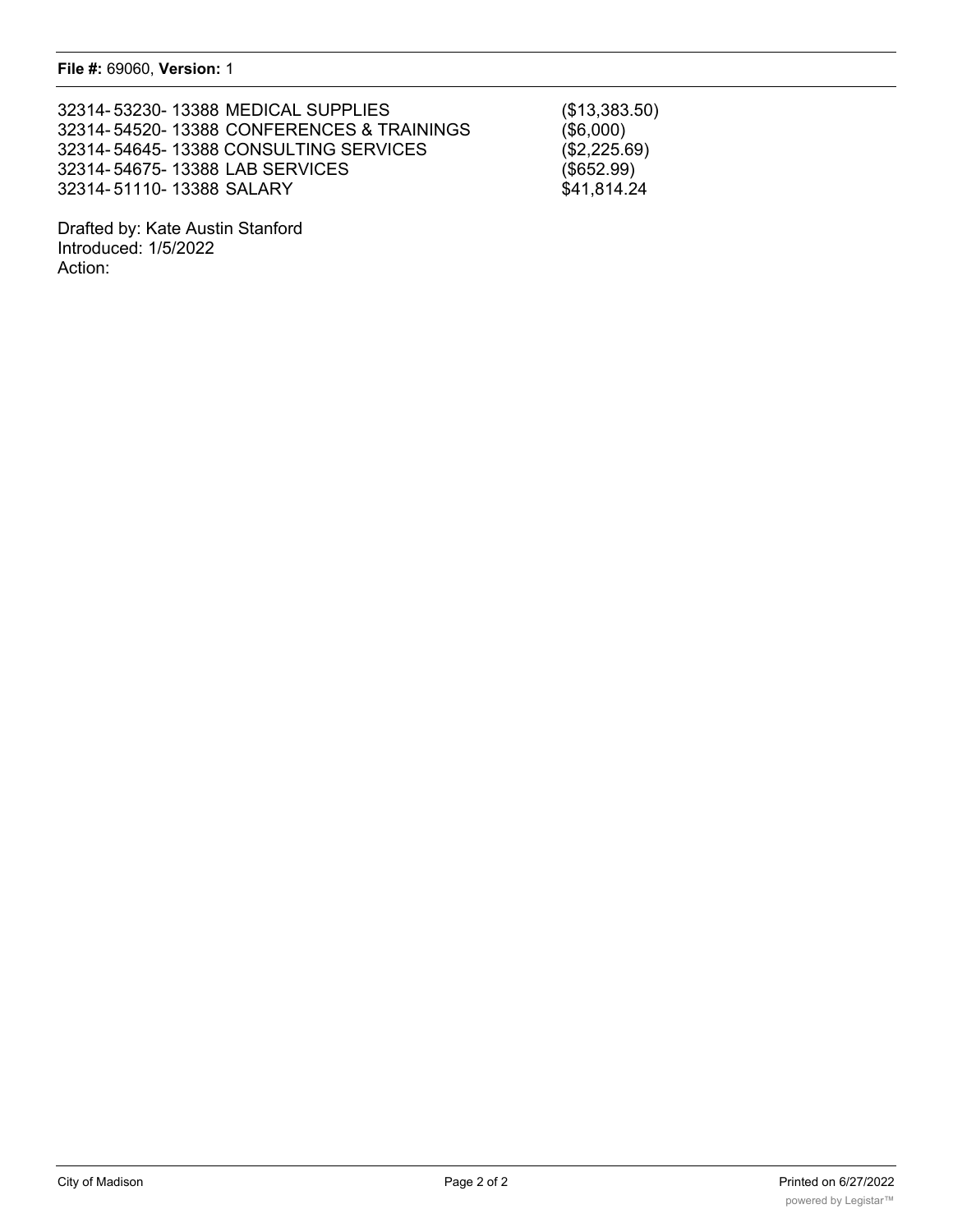| | |
|---|---|
| 32314- 53230- 13388 MEDICAL SUPPLIES | ($13,383.50) |
| 32314- 54520- 13388 CONFERENCES & TRAININGS | ($6,000) |
| 32314- 54645- 13388 CONSULTING SERVICES | ($2,225.69) |
| 32314- 54675- 13388 LAB SERVICES | ($652.99) |
| 32314- 51110- 13388 SALARY | $41,814.24 |

Drafted by: Kate Austin Stanford
Introduced: 1/5/2022
Action: